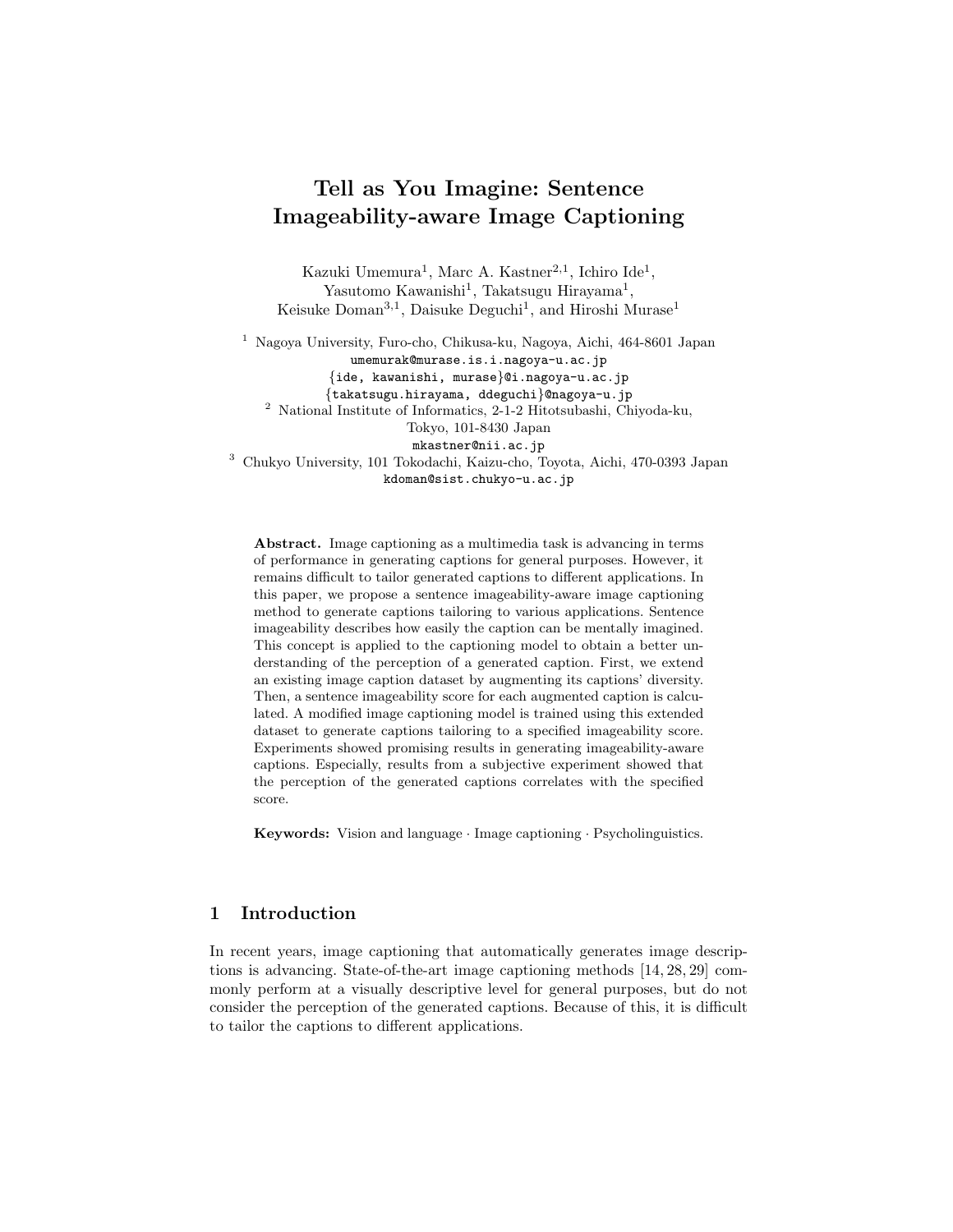# Tell as You Imagine: Sentence Imageability-aware Image Captioning

Kazuki Umemura[1], Marc A. Kastner[2,1], Ichiro Ide[1], Yasutomo Kawanishi[1], Takatsugu Hirayama[1], Keisuke Doman[3,1], Daisuke Deguchi[1], and Hiroshi Murase[1]

[1] Nagoya University, Furo-cho, Chikusa-ku, Nagoya, Aichi, 464-8601 Japan
umemurak@murase.is.i.nagoya-u.ac.jp
{ide, kawanishi, murase}@i.nagoya-u.ac.jp
{takatsugu.hirayama, ddeguchi}@nagoya-u.jp

[2] National Institute of Informatics, 2-1-2 Hitotsubashi, Chiyoda-ku, Tokyo, 101-8430 Japan
mkastner@nii.ac.jp

[3] Chukyo University, 101 Tokodachi, Kaizu-cho, Toyota, Aichi, 470-0393 Japan
kdoman@sist.chukyo-u.ac.jp

**Abstract.** Image captioning as a multimedia task is advancing in terms of performance in generating captions for general purposes. However, it remains difficult to tailor generated captions to different applications. In this paper, we propose a sentence imageability-aware image captioning method to generate captions tailoring to various applications. Sentence imageability describes how easily the caption can be mentally imagined. This concept is applied to the captioning model to obtain a better understanding of the perception of a generated caption. First, we extend an existing image caption dataset by augmenting its captions' diversity. Then, a sentence imageability score for each augmented caption is calculated. A modified image captioning model is trained using this extended dataset to generate captions tailoring to a specified imageability score. Experiments showed promising results in generating imageability-aware captions. Especially, results from a subjective experiment showed that the perception of the generated captions correlates with the specified score.

**Keywords:** Vision and language · Image captioning · Psycholinguistics.

## 1 Introduction

In recent years, image captioning that automatically generates image descriptions is advancing. State-of-the-art image captioning methods [14, 28, 29] commonly perform at a visually descriptive level for general purposes, but do not consider the perception of the generated captions. Because of this, it is difficult to tailor the captions to different applications.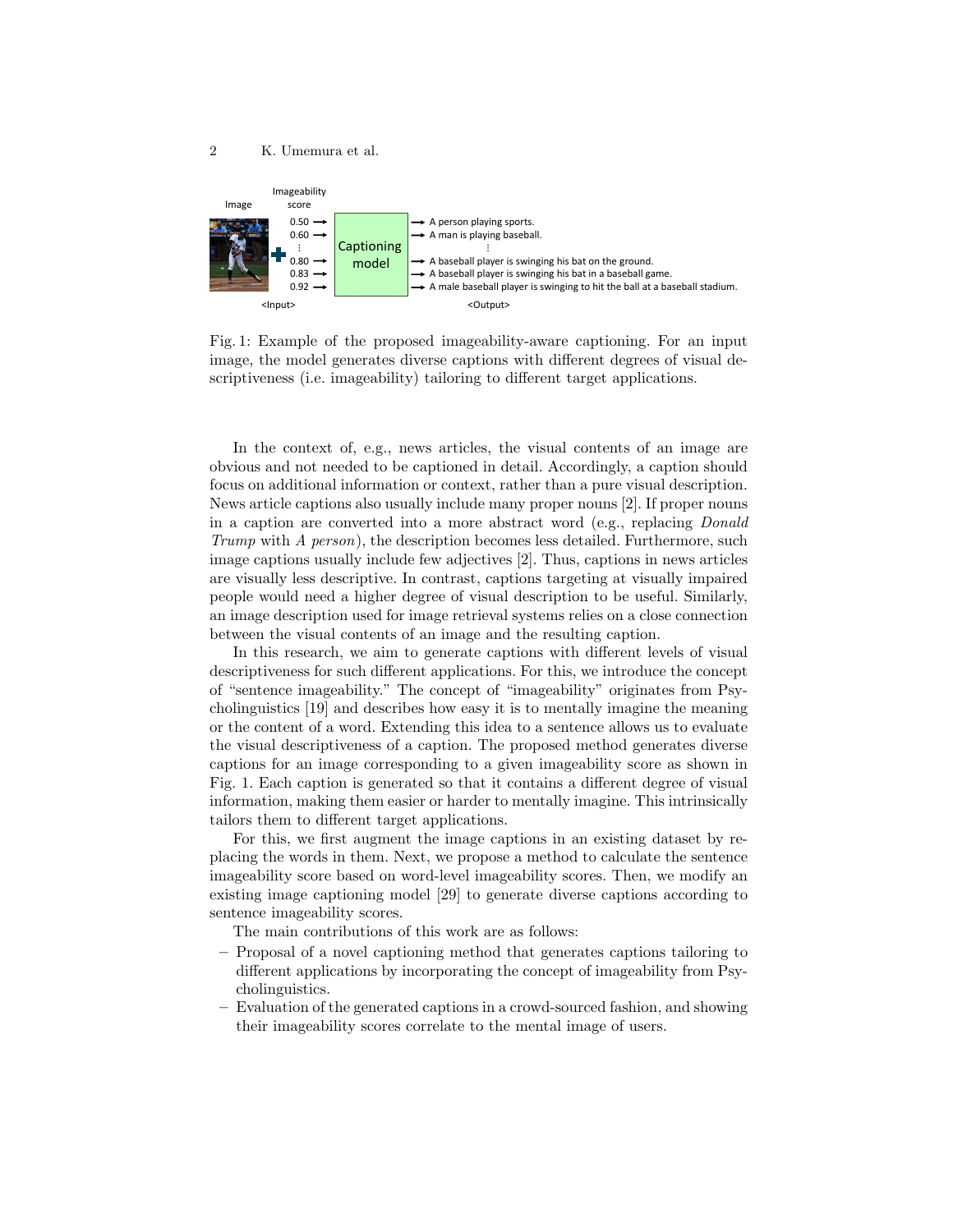Image

Imageability score

0.50
0.60
0.80
0.83
0.92

Captioning model

A person playing sports.
A man is playing baseball.
A baseball player is swinging his bat on the ground.
A baseball player is swinging his bat in a baseball game.
A male baseball player is swinging to hit the ball at a baseball stadium.

<Input>

<Output>

Fig. 1: Example of the proposed imageability-aware captioning. For an input image, the model generates diverse captions with different degrees of visual descriptiveness (i.e. imageability) tailoring to different target applications.

In the context of, e.g., news articles, the visual contents of an image are obvious and not needed to be captioned in detail. Accordingly, a caption should focus on additional information or context, rather than a pure visual description. News article captions also usually include many proper nouns [2]. If proper nouns in a caption are converted into a more abstract word (e.g., replacing *Donald Trump* with *A person*), the description becomes less detailed. Furthermore, such image captions usually include few adjectives [2]. Thus, captions in news articles are visually less descriptive. In contrast, captions targeting at visually impaired people would need a higher degree of visual description to be useful. Similarly, an image description used for image retrieval systems relies on a close connection between the visual contents of an image and the resulting caption.

In this research, we aim to generate captions with different levels of visual descriptiveness for such different applications. For this, we introduce the concept of "sentence imageability." The concept of "imageability" originates from Psycholinguistics [19] and describes how easy it is to mentally imagine the meaning or the content of a word. Extending this idea to a sentence allows us to evaluate the visual descriptiveness of a caption. The proposed method generates diverse captions for an image corresponding to a given imageability score as shown in Fig. 1. Each caption is generated so that it contains a different degree of visual information, making them easier or harder to mentally imagine. This intrinsically tailors them to different target applications.

For this, we first augment the image captions in an existing dataset by replacing the words in them. Next, we propose a method to calculate the sentence imageability score based on word-level imageability scores. Then, we modify an existing image captioning model [29] to generate diverse captions according to sentence imageability scores.

The main contributions of this work are as follows:

- Proposal of a novel captioning method that generates captions tailoring to different applications by incorporating the concept of imageability from Psycholinguistics.
- Evaluation of the generated captions in a crowd-sourced fashion, and showing their imageability scores correlate to the mental image of users.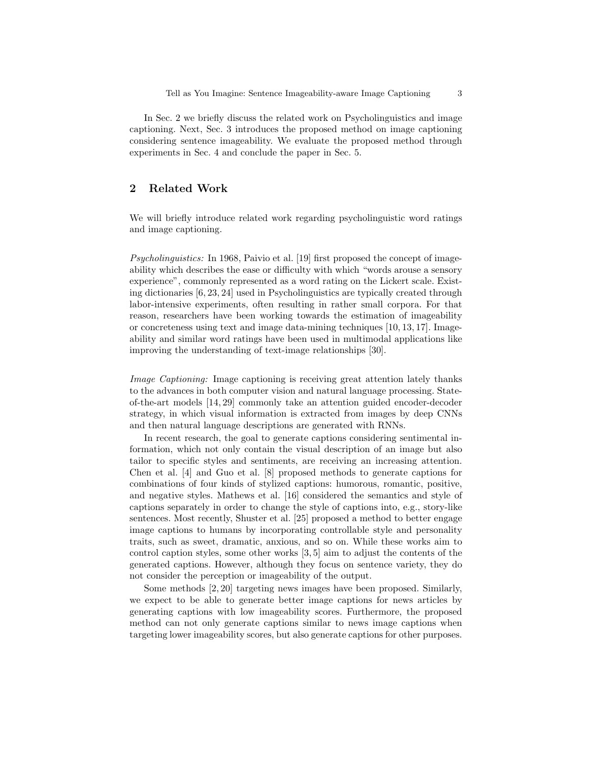In Sec. 2 we briefly discuss the related work on Psycholinguistics and image captioning. Next, Sec. 3 introduces the proposed method on image captioning considering sentence imageability. We evaluate the proposed method through experiments in Sec. 4 and conclude the paper in Sec. 5.

## 2 Related Work

We will briefly introduce related work regarding psycholinguistic word ratings and image captioning.

*Psycholinguistics:* In 1968, Paivio et al. [19] first proposed the concept of imageability which describes the ease or difficulty with which "words arouse a sensory experience", commonly represented as a word rating on the Lickert scale. Existing dictionaries [6, 23, 24] used in Psycholinguistics are typically created through labor-intensive experiments, often resulting in rather small corpora. For that reason, researchers have been working towards the estimation of imageability or concreteness using text and image data-mining techniques [10, 13, 17]. Imageability and similar word ratings have been used in multimodal applications like improving the understanding of text-image relationships [30].

*Image Captioning:* Image captioning is receiving great attention lately thanks to the advances in both computer vision and natural language processing. State-of-the-art models [14, 29] commonly take an attention guided encoder-decoder strategy, in which visual information is extracted from images by deep CNNs and then natural language descriptions are generated with RNNs.

In recent research, the goal to generate captions considering sentimental information, which not only contain the visual description of an image but also tailor to specific styles and sentiments, are receiving an increasing attention. Chen et al. [4] and Guo et al. [8] proposed methods to generate captions for combinations of four kinds of stylized captions: humorous, romantic, positive, and negative styles. Mathews et al. [16] considered the semantics and style of captions separately in order to change the style of captions into, e.g., story-like sentences. Most recently, Shuster et al. [25] proposed a method to better engage image captions to humans by incorporating controllable style and personality traits, such as sweet, dramatic, anxious, and so on. While these works aim to control caption styles, some other works [3, 5] aim to adjust the contents of the generated captions. However, although they focus on sentence variety, they do not consider the perception or imageability of the output.

Some methods [2, 20] targeting news images have been proposed. Similarly, we expect to be able to generate better image captions for news articles by generating captions with low imageability scores. Furthermore, the proposed method can not only generate captions similar to news image captions when targeting lower imageability scores, but also generate captions for other purposes.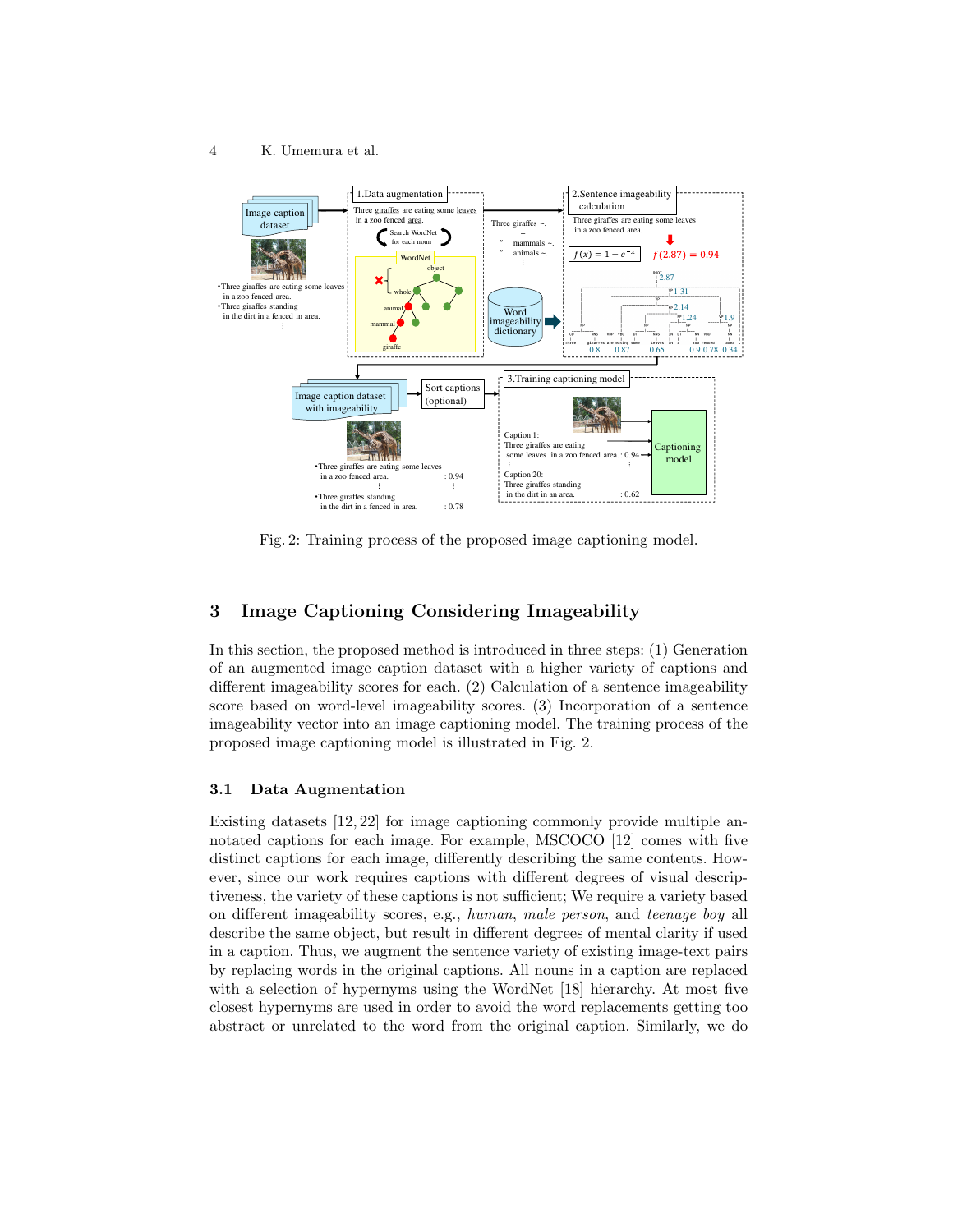Fig. 2: Training process of the proposed image captioning model.

## 3 Image Captioning Considering Imageability

In this section, the proposed method is introduced in three steps: (1) Generation of an augmented image caption dataset with a higher variety of captions and different imageability scores for each. (2) Calculation of a sentence imageability score based on word-level imageability scores. (3) Incorporation of a sentence imageability vector into an image captioning model. The training process of the proposed image captioning model is illustrated in Fig. 2.

### 3.1 Data Augmentation

Existing datasets [12, 22] for image captioning commonly provide multiple annotated captions for each image. For example, MSCOCO [12] comes with five distinct captions for each image, differently describing the same contents. However, since our work requires captions with different degrees of visual descriptiveness, the variety of these captions is not sufficient; We require a variety based on different imageability scores, e.g., *human*, *male person*, and *teenage boy* all describe the same object, but result in different degrees of mental clarity if used in a caption. Thus, we augment the sentence variety of existing image-text pairs by replacing words in the original captions. All nouns in a caption are replaced with a selection of hypernyms using the WordNet [18] hierarchy. At most five closest hypernyms are used in order to avoid the word replacements getting too abstract or unrelated to the word from the original caption. Similarly, we do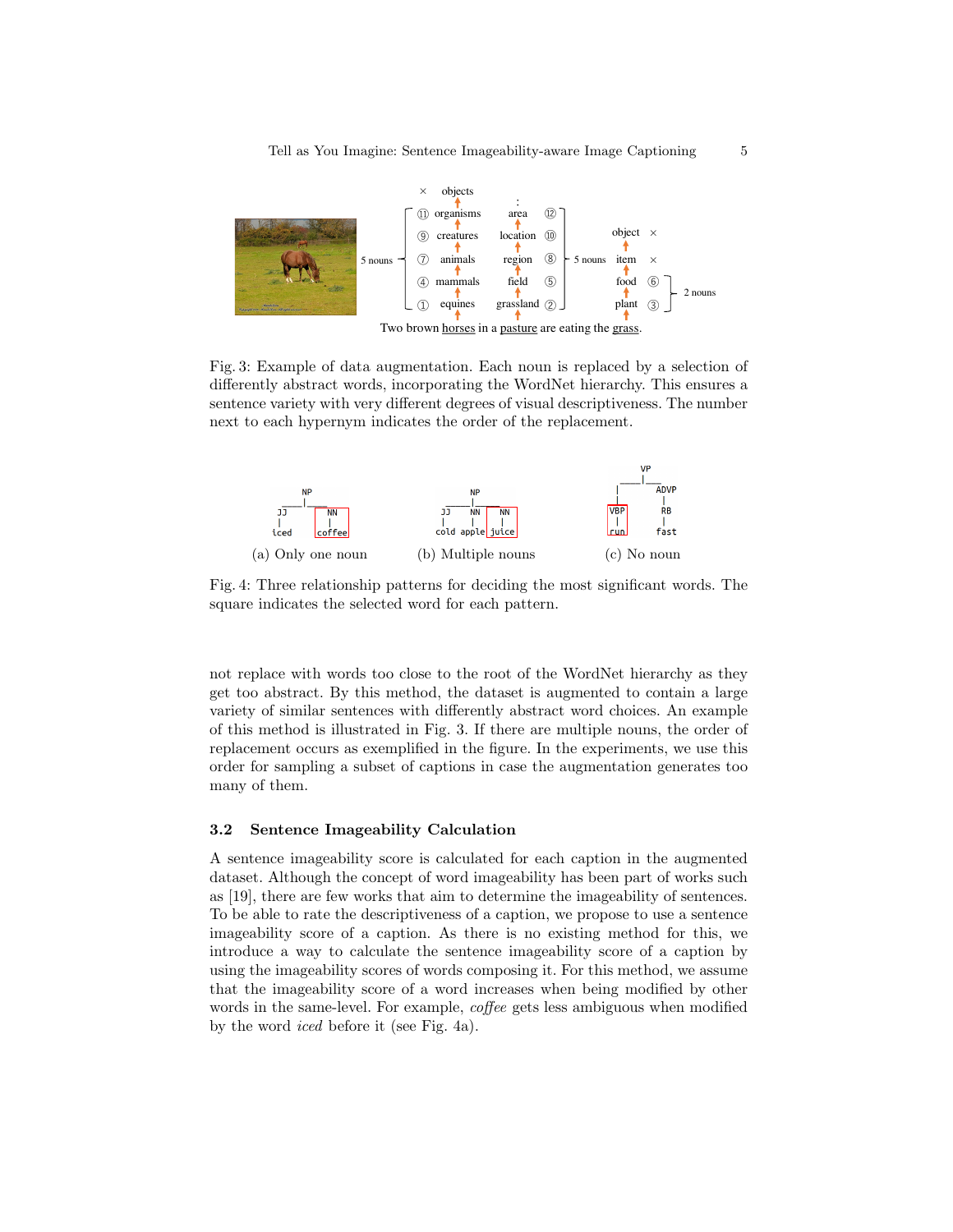Two brown horses in a pasture are eating the grass.

Fig. 3: Example of data augmentation. Each noun is replaced by a selection of differently abstract words, incorporating the WordNet hierarchy. This ensures a sentence variety with very different degrees of visual descriptiveness. The number next to each hypernym indicates the order of the replacement.

(a) Only one noun (b) Multiple nouns (c) No noun

Fig. 4: Three relationship patterns for deciding the most significant words. The square indicates the selected word for each pattern.

not replace with words too close to the root of the WordNet hierarchy as they get too abstract. By this method, the dataset is augmented to contain a large variety of similar sentences with differently abstract word choices. An example of this method is illustrated in Fig. 3. If there are multiple nouns, the order of replacement occurs as exemplified in the figure. In the experiments, we use this order for sampling a subset of captions in case the augmentation generates too many of them.

### 3.2 Sentence Imageability Calculation

A sentence imageability score is calculated for each caption in the augmented dataset. Although the concept of word imageability has been part of works such as [19], there are few works that aim to determine the imageability of sentences. To be able to rate the descriptiveness of a caption, we propose to use a sentence imageability score of a caption. As there is no existing method for this, we introduce a way to calculate the sentence imageability score of a caption by using the imageability scores of words composing it. For this method, we assume that the imageability score of a word increases when being modified by other words in the same-level. For example, *coffee* gets less ambiguous when modified by the word *iced* before it (see Fig. 4a).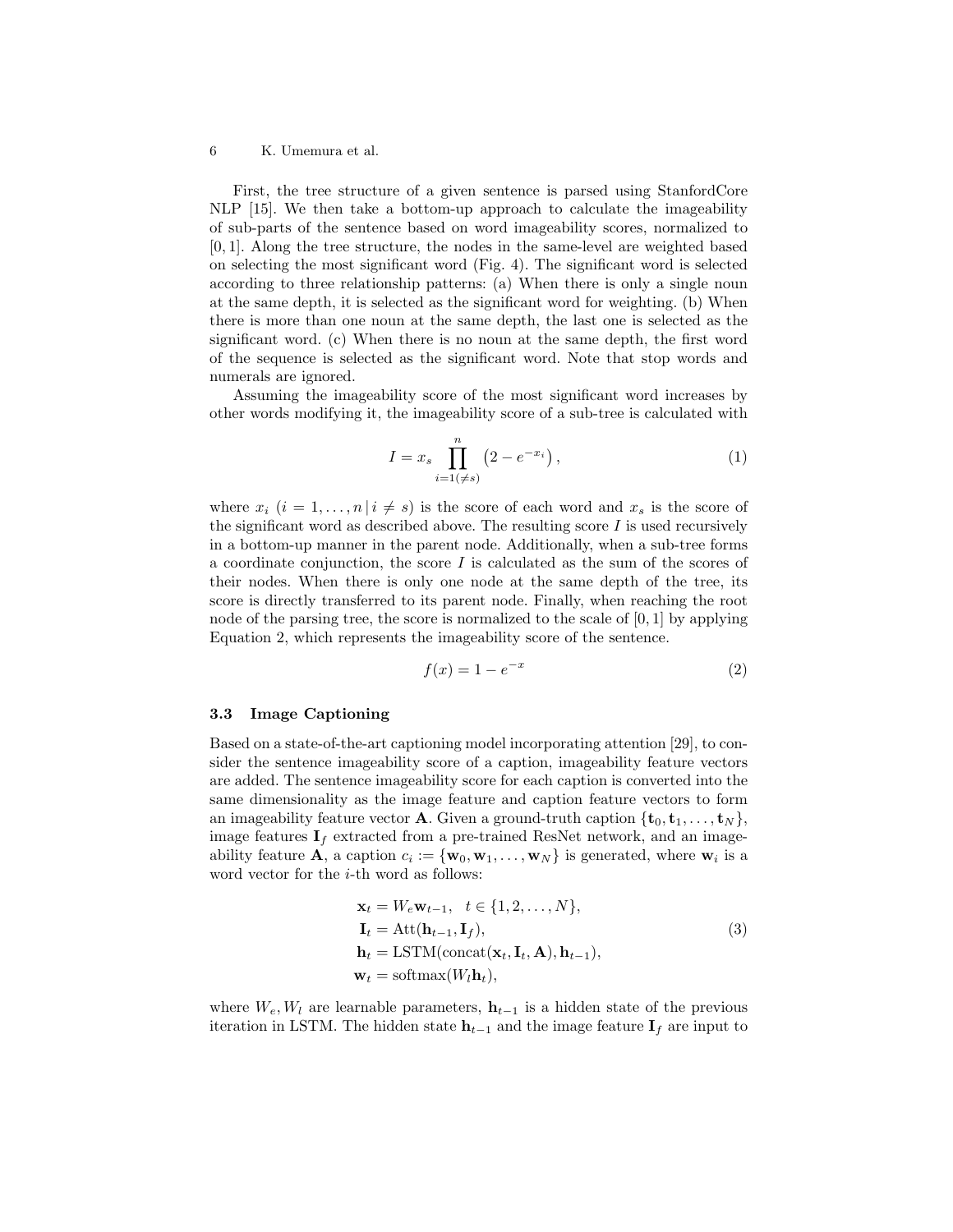First, the tree structure of a given sentence is parsed using StanfordCore NLP [15]. We then take a bottom-up approach to calculate the imageability of sub-parts of the sentence based on word imageability scores, normalized to $[0, 1]$. Along the tree structure, the nodes in the same-level are weighted based on selecting the most significant word (Fig. 4). The significant word is selected according to three relationship patterns: (a) When there is only a single noun at the same depth, it is selected as the significant word for weighting. (b) When there is more than one noun at the same depth, the last one is selected as the significant word. (c) When there is no noun at the same depth, the first word of the sequence is selected as the significant word. Note that stop words and numerals are ignored.

Assuming the imageability score of the most significant word increases by other words modifying it, the imageability score of a sub-tree is calculated with

$$I = x_s \prod_{i=1(\neq s)}^{n} \left(2 - e^{-x_i}\right), \tag{1}$$

where $x_i$ $(i = 1, \ldots, n \,|\, i \neq s)$ is the score of each word and $x_s$ is the score of the significant word as described above. The resulting score $I$ is used recursively in a bottom-up manner in the parent node. Additionally, when a sub-tree forms a coordinate conjunction, the score $I$ is calculated as the sum of the scores of their nodes. When there is only one node at the same depth of the tree, its score is directly transferred to its parent node. Finally, when reaching the root node of the parsing tree, the score is normalized to the scale of $[0, 1]$ by applying Equation 2, which represents the imageability score of the sentence.

$$f(x) = 1 - e^{-x} \tag{2}$$

### 3.3 Image Captioning

Based on a state-of-the-art captioning model incorporating attention [29], to consider the sentence imageability score of a caption, imageability feature vectors are added. The sentence imageability score for each caption is converted into the same dimensionality as the image feature and caption feature vectors to form an imageability feature vector $\mathbf{A}$. Given a ground-truth caption $\{\mathbf{t}_0, \mathbf{t}_1, \ldots, \mathbf{t}_N\}$, image features $\mathbf{I}_f$ extracted from a pre-trained ResNet network, and an imageability feature $\mathbf{A}$, a caption $c_i := \{\mathbf{w}_0, \mathbf{w}_1, \ldots, \mathbf{w}_N\}$ is generated, where $\mathbf{w}_i$ is a word vector for the $i$-th word as follows:

$$\begin{aligned}
\mathbf{x}_t &= W_e \mathbf{w}_{t-1}, \quad t \in \{1, 2, \ldots, N\}, \\
\mathbf{I}_t &= \mathrm{Att}(\mathbf{h}_{t-1}, \mathbf{I}_f), \\
\mathbf{h}_t &= \mathrm{LSTM}(\mathrm{concat}(\mathbf{x}_t, \mathbf{I}_t, \mathbf{A}), \mathbf{h}_{t-1}), \\
\mathbf{w}_t &= \mathrm{softmax}(W_l \mathbf{h}_t),
\end{aligned} \tag{3}$$

where $W_e, W_l$ are learnable parameters, $\mathbf{h}_{t-1}$ is a hidden state of the previous iteration in LSTM. The hidden state $\mathbf{h}_{t-1}$ and the image feature $\mathbf{I}_f$ are input to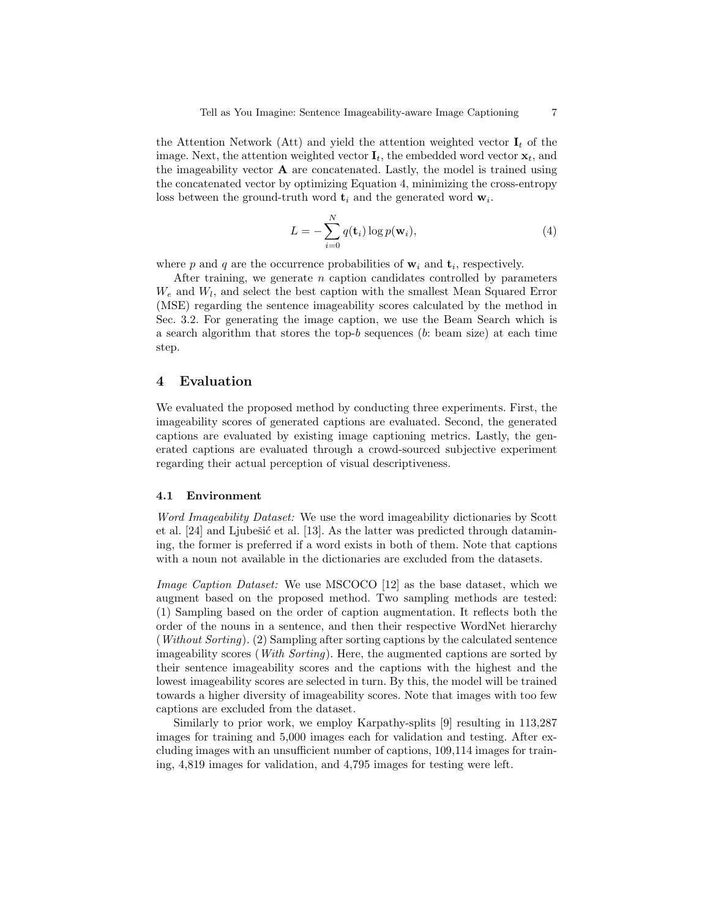the Attention Network (Att) and yield the attention weighted vector $\mathbf{I}_t$ of the image. Next, the attention weighted vector $\mathbf{I}_t$, the embedded word vector $\mathbf{x}_t$, and the imageability vector $\mathbf{A}$ are concatenated. Lastly, the model is trained using the concatenated vector by optimizing Equation 4, minimizing the cross-entropy loss between the ground-truth word $\mathbf{t}_i$ and the generated word $\mathbf{w}_i$.

$$L = -\sum_{i=0}^{N} q(\mathbf{t}_i) \log p(\mathbf{w}_i), \tag{4}$$

where $p$ and $q$ are the occurrence probabilities of $\mathbf{w}_i$ and $\mathbf{t}_i$, respectively.

After training, we generate $n$ caption candidates controlled by parameters $W_e$ and $W_l$, and select the best caption with the smallest Mean Squared Error (MSE) regarding the sentence imageability scores calculated by the method in Sec. 3.2. For generating the image caption, we use the Beam Search which is a search algorithm that stores the top-$b$ sequences ($b$: beam size) at each time step.

## 4 Evaluation

We evaluated the proposed method by conducting three experiments. First, the imageability scores of generated captions are evaluated. Second, the generated captions are evaluated by existing image captioning metrics. Lastly, the generated captions are evaluated through a crowd-sourced subjective experiment regarding their actual perception of visual descriptiveness.

### 4.1 Environment

*Word Imageability Dataset:* We use the word imageability dictionaries by Scott et al. [24] and Ljubešić et al. [13]. As the latter was predicted through datamining, the former is preferred if a word exists in both of them. Note that captions with a noun not available in the dictionaries are excluded from the datasets.

*Image Caption Dataset:* We use MSCOCO [12] as the base dataset, which we augment based on the proposed method. Two sampling methods are tested: (1) Sampling based on the order of caption augmentation. It reflects both the order of the nouns in a sentence, and then their respective WordNet hierarchy (*Without Sorting*). (2) Sampling after sorting captions by the calculated sentence imageability scores (*With Sorting*). Here, the augmented captions are sorted by their sentence imageability scores and the captions with the highest and the lowest imageability scores are selected in turn. By this, the model will be trained towards a higher diversity of imageability scores. Note that images with too few captions are excluded from the dataset.

Similarly to prior work, we employ Karpathy-splits [9] resulting in 113,287 images for training and 5,000 images each for validation and testing. After excluding images with an unsufficient number of captions, 109,114 images for training, 4,819 images for validation, and 4,795 images for testing were left.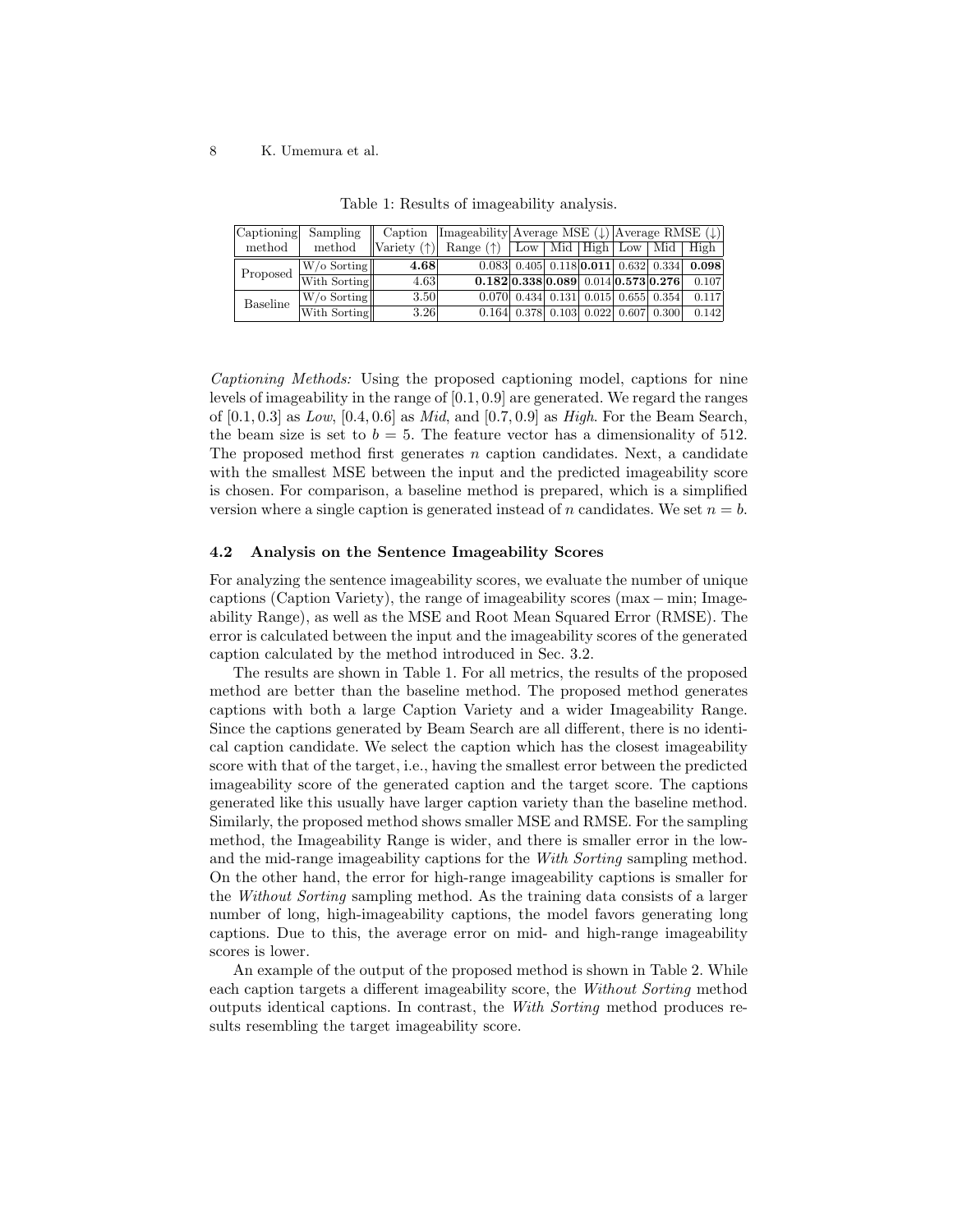Table 1: Results of imageability analysis.

| Captioning method | Sampling method | Caption Variety (↑) | Imageability Range (↑) | Average MSE (↓) | | | Average RMSE (↓) | | |
|---|---|---|---|---|---|---|---|---|---|
| | | | | Low | Mid | High | Low | Mid | High |
| Proposed | W/o Sorting | **4.68** | 0.083 | 0.405 | 0.118 | **0.011** | 0.632 | 0.334 | **0.098** |
| | With Sorting | 4.63 | **0.182** | **0.338** | **0.089** | 0.014 | **0.573** | **0.276** | 0.107 |
| Baseline | W/o Sorting | 3.50 | 0.070 | 0.434 | 0.131 | 0.015 | 0.655 | 0.354 | 0.117 |
| | With Sorting | 3.26 | 0.164 | 0.378 | 0.103 | 0.022 | 0.607 | 0.300 | 0.142 |

*Captioning Methods:* Using the proposed captioning model, captions for nine levels of imageability in the range of $[0.1, 0.9]$ are generated. We regard the ranges of $[0.1, 0.3]$ as *Low*, $[0.4, 0.6]$ as *Mid*, and $[0.7, 0.9]$ as *High*. For the Beam Search, the beam size is set to $b = 5$. The feature vector has a dimensionality of 512. The proposed method first generates $n$ caption candidates. Next, a candidate with the smallest MSE between the input and the predicted imageability score is chosen. For comparison, a baseline method is prepared, which is a simplified version where a single caption is generated instead of $n$ candidates. We set $n = b$.

### 4.2 Analysis on the Sentence Imageability Scores

For analyzing the sentence imageability scores, we evaluate the number of unique captions (Caption Variety), the range of imageability scores ($\max - \min$; Imageability Range), as well as the MSE and Root Mean Squared Error (RMSE). The error is calculated between the input and the imageability scores of the generated caption calculated by the method introduced in Sec. 3.2.

The results are shown in Table 1. For all metrics, the results of the proposed method are better than the baseline method. The proposed method generates captions with both a large Caption Variety and a wider Imageability Range. Since the captions generated by Beam Search are all different, there is no identical caption candidate. We select the caption which has the closest imageability score with that of the target, i.e., having the smallest error between the predicted imageability score of the generated caption and the target score. The captions generated like this usually have larger caption variety than the baseline method. Similarly, the proposed method shows smaller MSE and RMSE. For the sampling method, the Imageability Range is wider, and there is smaller error in the low- and the mid-range imageability captions for the *With Sorting* sampling method. On the other hand, the error for high-range imageability captions is smaller for the *Without Sorting* sampling method. As the training data consists of a larger number of long, high-imageability captions, the model favors generating long captions. Due to this, the average error on mid- and high-range imageability scores is lower.

An example of the output of the proposed method is shown in Table 2. While each caption targets a different imageability score, the *Without Sorting* method outputs identical captions. In contrast, the *With Sorting* method produces results resembling the target imageability score.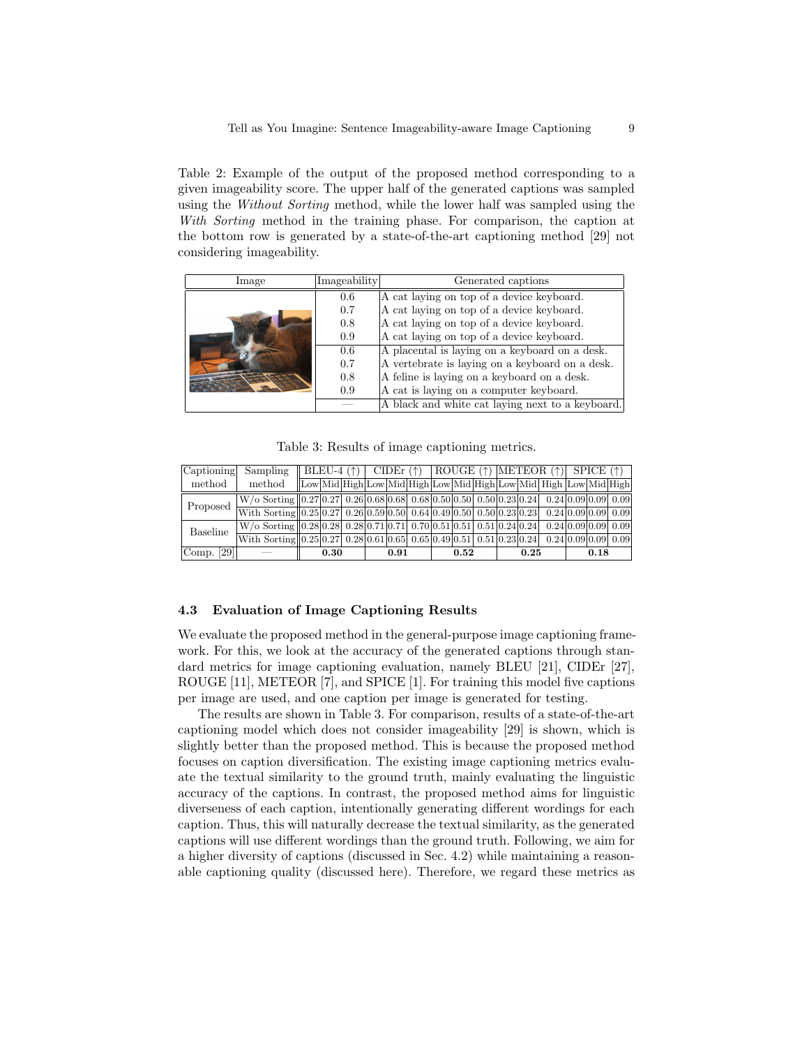Table 2: Example of the output of the proposed method corresponding to a given imageability score. The upper half of the generated captions was sampled using the *Without Sorting* method, while the lower half was sampled using the *With Sorting* method in the training phase. For comparison, the caption at the bottom row is generated by a state-of-the-art captioning method [29] not considering imageability.

| Image | Imageability | Generated captions |
|---|---|---|
| | 0.6 | A cat laying on top of a device keyboard. |
| | 0.7 | A cat laying on top of a device keyboard. |
| | 0.8 | A cat laying on top of a device keyboard. |
| | 0.9 | A cat laying on top of a device keyboard. |
| | 0.6 | A placental is laying on a keyboard on a desk. |
| | 0.7 | A vertebrate is laying on a keyboard on a desk. |
| | 0.8 | A feline is laying on a keyboard on a desk. |
| | 0.9 | A cat is laying on a computer keyboard. |
| | — | A black and white cat laying next to a keyboard. |

Table 3: Results of image captioning metrics.

| Captioning method | Sampling method | BLEU-4 (↑) | | | CIDEr (↑) | | | ROUGE (↑) | | | METEOR (↑) | | | SPICE (↑) | | |
|---|---|---|---|---|---|---|---|---|---|---|---|---|---|---|---|---|
| | | Low | Mid | High | Low | Mid | High | Low | Mid | High | Low | Mid | High | Low | Mid | High |
| Proposed | W/o Sorting | 0.27 | 0.27 | 0.26 | 0.68 | 0.68 | 0.68 | 0.50 | 0.50 | 0.50 | 0.23 | 0.24 | 0.24 | 0.09 | 0.09 | 0.09 |
| | With Sorting | 0.25 | 0.27 | 0.26 | 0.59 | 0.50 | 0.64 | 0.49 | 0.50 | 0.50 | 0.23 | 0.23 | 0.24 | 0.09 | 0.09 | 0.09 |
| Baseline | W/o Sorting | 0.28 | 0.28 | 0.28 | 0.71 | 0.71 | 0.70 | 0.51 | 0.51 | 0.51 | 0.24 | 0.24 | 0.24 | 0.09 | 0.09 | 0.09 |
| | With Sorting | 0.25 | 0.27 | 0.28 | 0.61 | 0.65 | 0.65 | 0.49 | 0.51 | 0.51 | 0.23 | 0.24 | 0.24 | 0.09 | 0.09 | 0.09 |
| Comp. [29] | — | **0.30** | | | **0.91** | | | **0.52** | | | **0.25** | | | **0.18** | | |

### 4.3 Evaluation of Image Captioning Results

We evaluate the proposed method in the general-purpose image captioning framework. For this, we look at the accuracy of the generated captions through standard metrics for image captioning evaluation, namely BLEU [21], CIDEr [27], ROUGE [11], METEOR [7], and SPICE [1]. For training this model five captions per image are used, and one caption per image is generated for testing.

The results are shown in Table 3. For comparison, results of a state-of-the-art captioning model which does not consider imageability [29] is shown, which is slightly better than the proposed method. This is because the proposed method focuses on caption diversification. The existing image captioning metrics evaluate the textual similarity to the ground truth, mainly evaluating the linguistic accuracy of the captions. In contrast, the proposed method aims for linguistic diverseness of each caption, intentionally generating different wordings for each caption. Thus, this will naturally decrease the textual similarity, as the generated captions will use different wordings than the ground truth. Following, we aim for a higher diversity of captions (discussed in Sec. 4.2) while maintaining a reasonable captioning quality (discussed here). Therefore, we regard these metrics as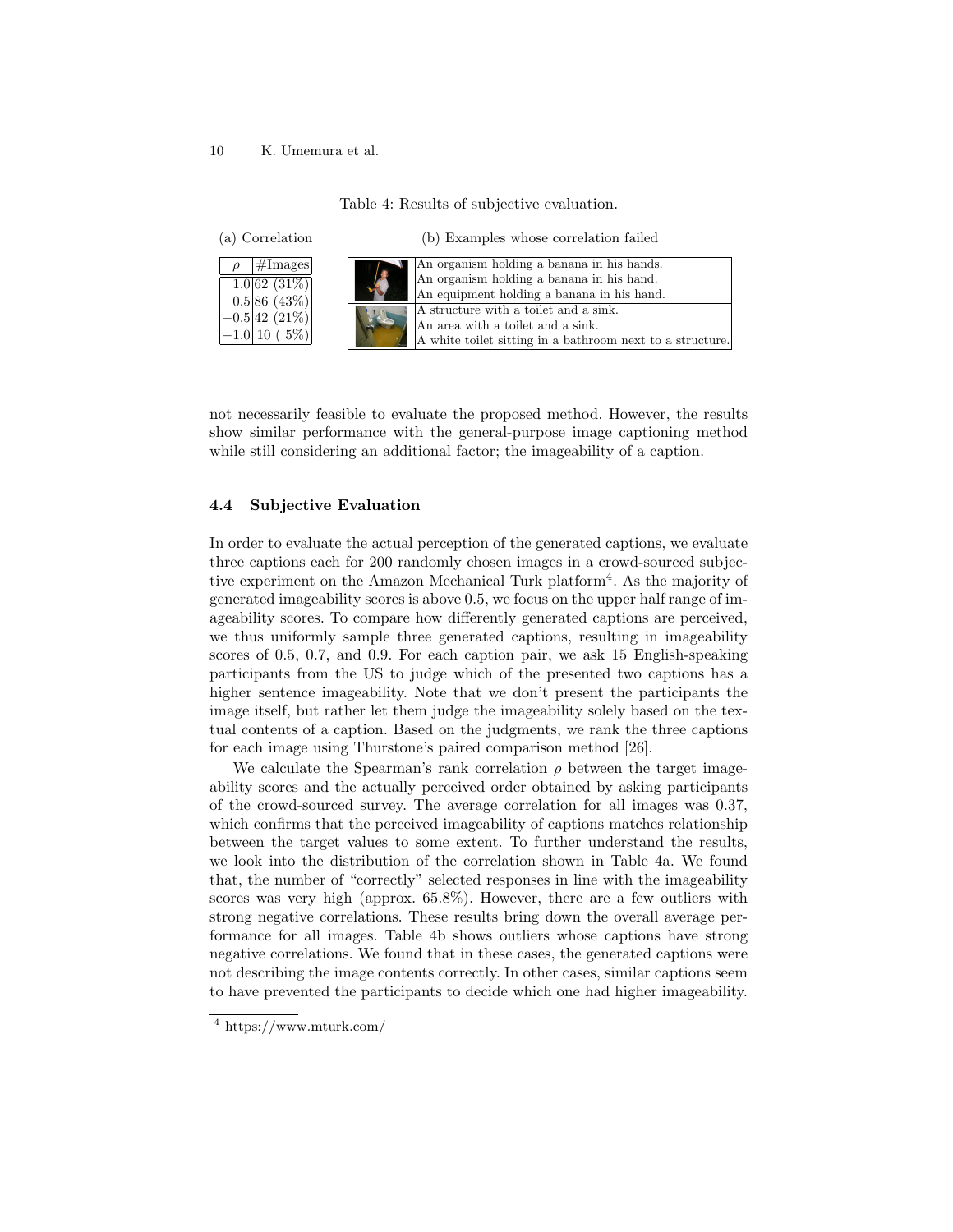Table 4: Results of subjective evaluation.

(a) Correlation

| $\rho$ | #Images |
|---|---|
| 1.0 | 62 (31%) |
| 0.5 | 86 (43%) |
| $-0.5$ | 42 (21%) |
| $-1.0$ | 10 ( 5%) |

(b) Examples whose correlation failed

| Image | Captions |
|---|---|
| | An organism holding a banana in his hands.<br>An organism holding a banana in his hand.<br>An equipment holding a banana in his hand. |
| | A structure with a toilet and a sink.<br>An area with a toilet and a sink.<br>A white toilet sitting in a bathroom next to a structure. |

not necessarily feasible to evaluate the proposed method. However, the results show similar performance with the general-purpose image captioning method while still considering an additional factor; the imageability of a caption.

### 4.4 Subjective Evaluation

In order to evaluate the actual perception of the generated captions, we evaluate three captions each for 200 randomly chosen images in a crowd-sourced subjective experiment on the Amazon Mechanical Turk platform[4]. As the majority of generated imageability scores is above 0.5, we focus on the upper half range of imageability scores. To compare how differently generated captions are perceived, we thus uniformly sample three generated captions, resulting in imageability scores of 0.5, 0.7, and 0.9. For each caption pair, we ask 15 English-speaking participants from the US to judge which of the presented two captions has a higher sentence imageability. Note that we don't present the participants the image itself, but rather let them judge the imageability solely based on the textual contents of a caption. Based on the judgments, we rank the three captions for each image using Thurstone's paired comparison method [26].

We calculate the Spearman's rank correlation $\rho$ between the target imageability scores and the actually perceived order obtained by asking participants of the crowd-sourced survey. The average correlation for all images was 0.37, which confirms that the perceived imageability of captions matches relationship between the target values to some extent. To further understand the results, we look into the distribution of the correlation shown in Table 4a. We found that, the number of "correctly" selected responses in line with the imageability scores was very high (approx. 65.8%). However, there are a few outliers with strong negative correlations. These results bring down the overall average performance for all images. Table 4b shows outliers whose captions have strong negative correlations. We found that in these cases, the generated captions were not describing the image contents correctly. In other cases, similar captions seem to have prevented the participants to decide which one had higher imageability.

[4] https://www.mturk.com/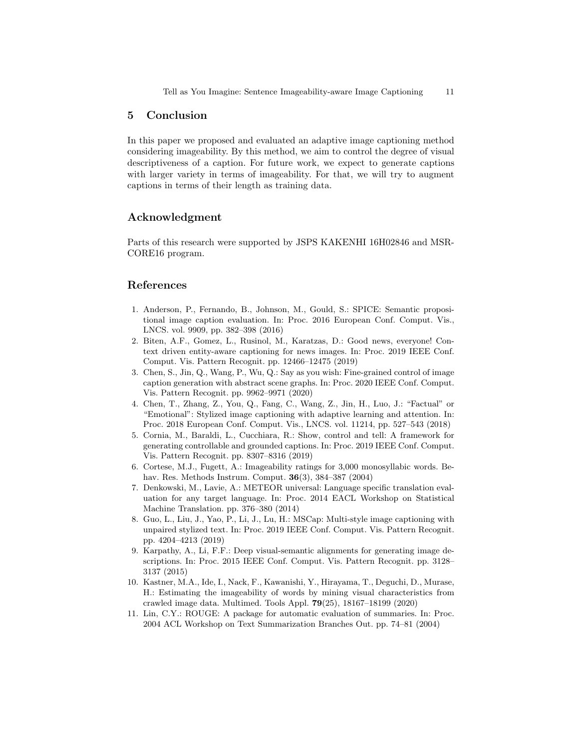## 5 Conclusion

In this paper we proposed and evaluated an adaptive image captioning method considering imageability. By this method, we aim to control the degree of visual descriptiveness of a caption. For future work, we expect to generate captions with larger variety in terms of imageability. For that, we will try to augment captions in terms of their length as training data.

## Acknowledgment

Parts of this research were supported by JSPS KAKENHI 16H02846 and MSR-CORE16 program.

## References

1. Anderson, P., Fernando, B., Johnson, M., Gould, S.: SPICE: Semantic propositional image caption evaluation. In: Proc. 2016 European Conf. Comput. Vis., LNCS. vol. 9909, pp. 382–398 (2016)
2. Biten, A.F., Gomez, L., Rusinol, M., Karatzas, D.: Good news, everyone! Context driven entity-aware captioning for news images. In: Proc. 2019 IEEE Conf. Comput. Vis. Pattern Recognit. pp. 12466–12475 (2019)
3. Chen, S., Jin, Q., Wang, P., Wu, Q.: Say as you wish: Fine-grained control of image caption generation with abstract scene graphs. In: Proc. 2020 IEEE Conf. Comput. Vis. Pattern Recognit. pp. 9962–9971 (2020)
4. Chen, T., Zhang, Z., You, Q., Fang, C., Wang, Z., Jin, H., Luo, J.: "Factual" or "Emotional": Stylized image captioning with adaptive learning and attention. In: Proc. 2018 European Conf. Comput. Vis., LNCS. vol. 11214, pp. 527–543 (2018)
5. Cornia, M., Baraldi, L., Cucchiara, R.: Show, control and tell: A framework for generating controllable and grounded captions. In: Proc. 2019 IEEE Conf. Comput. Vis. Pattern Recognit. pp. 8307–8316 (2019)
6. Cortese, M.J., Fugett, A.: Imageability ratings for 3,000 monosyllabic words. Behav. Res. Methods Instrum. Comput. **36**(3), 384–387 (2004)
7. Denkowski, M., Lavie, A.: METEOR universal: Language specific translation evaluation for any target language. In: Proc. 2014 EACL Workshop on Statistical Machine Translation. pp. 376–380 (2014)
8. Guo, L., Liu, J., Yao, P., Li, J., Lu, H.: MSCap: Multi-style image captioning with unpaired stylized text. In: Proc. 2019 IEEE Conf. Comput. Vis. Pattern Recognit. pp. 4204–4213 (2019)
9. Karpathy, A., Li, F.F.: Deep visual-semantic alignments for generating image descriptions. In: Proc. 2015 IEEE Conf. Comput. Vis. Pattern Recognit. pp. 3128–3137 (2015)
10. Kastner, M.A., Ide, I., Nack, F., Kawanishi, Y., Hirayama, T., Deguchi, D., Murase, H.: Estimating the imageability of words by mining visual characteristics from crawled image data. Multimed. Tools Appl. **79**(25), 18167–18199 (2020)
11. Lin, C.Y.: ROUGE: A package for automatic evaluation of summaries. In: Proc. 2004 ACL Workshop on Text Summarization Branches Out. pp. 74–81 (2004)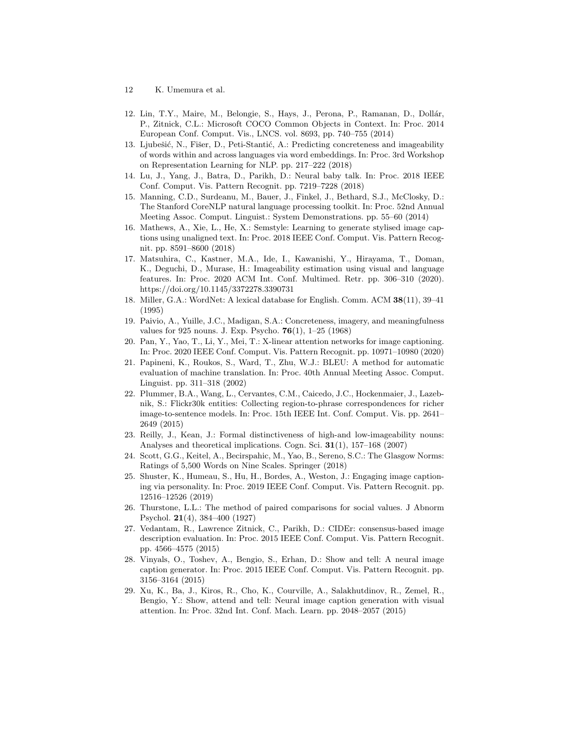12. Lin, T.Y., Maire, M., Belongie, S., Hays, J., Perona, P., Ramanan, D., Dollár, P., Zitnick, C.L.: Microsoft COCO Common Objects in Context. In: Proc. 2014 European Conf. Comput. Vis., LNCS. vol. 8693, pp. 740–755 (2014)
13. Ljubešić, N., Fišer, D., Peti-Stantić, A.: Predicting concreteness and imageability of words within and across languages via word embeddings. In: Proc. 3rd Workshop on Representation Learning for NLP. pp. 217–222 (2018)
14. Lu, J., Yang, J., Batra, D., Parikh, D.: Neural baby talk. In: Proc. 2018 IEEE Conf. Comput. Vis. Pattern Recognit. pp. 7219–7228 (2018)
15. Manning, C.D., Surdeanu, M., Bauer, J., Finkel, J., Bethard, S.J., McClosky, D.: The Stanford CoreNLP natural language processing toolkit. In: Proc. 52nd Annual Meeting Assoc. Comput. Linguist.: System Demonstrations. pp. 55–60 (2014)
16. Mathews, A., Xie, L., He, X.: Semstyle: Learning to generate stylised image captions using unaligned text. In: Proc. 2018 IEEE Conf. Comput. Vis. Pattern Recognit. pp. 8591–8600 (2018)
17. Matsuhira, C., Kastner, M.A., Ide, I., Kawanishi, Y., Hirayama, T., Doman, K., Deguchi, D., Murase, H.: Imageability estimation using visual and language features. In: Proc. 2020 ACM Int. Conf. Multimed. Retr. pp. 306–310 (2020). https://doi.org/10.1145/3372278.3390731
18. Miller, G.A.: WordNet: A lexical database for English. Comm. ACM **38**(11), 39–41 (1995)
19. Paivio, A., Yuille, J.C., Madigan, S.A.: Concreteness, imagery, and meaningfulness values for 925 nouns. J. Exp. Psycho. **76**(1), 1–25 (1968)
20. Pan, Y., Yao, T., Li, Y., Mei, T.: X-linear attention networks for image captioning. In: Proc. 2020 IEEE Conf. Comput. Vis. Pattern Recognit. pp. 10971–10980 (2020)
21. Papineni, K., Roukos, S., Ward, T., Zhu, W.J.: BLEU: A method for automatic evaluation of machine translation. In: Proc. 40th Annual Meeting Assoc. Comput. Linguist. pp. 311–318 (2002)
22. Plummer, B.A., Wang, L., Cervantes, C.M., Caicedo, J.C., Hockenmaier, J., Lazebnik, S.: Flickr30k entities: Collecting region-to-phrase correspondences for richer image-to-sentence models. In: Proc. 15th IEEE Int. Conf. Comput. Vis. pp. 2641–2649 (2015)
23. Reilly, J., Kean, J.: Formal distinctiveness of high-and low-imageability nouns: Analyses and theoretical implications. Cogn. Sci. **31**(1), 157–168 (2007)
24. Scott, G.G., Keitel, A., Becirspahic, M., Yao, B., Sereno, S.C.: The Glasgow Norms: Ratings of 5,500 Words on Nine Scales. Springer (2018)
25. Shuster, K., Humeau, S., Hu, H., Bordes, A., Weston, J.: Engaging image captioning via personality. In: Proc. 2019 IEEE Conf. Comput. Vis. Pattern Recognit. pp. 12516–12526 (2019)
26. Thurstone, L.L.: The method of paired comparisons for social values. J Abnorm Psychol. **21**(4), 384–400 (1927)
27. Vedantam, R., Lawrence Zitnick, C., Parikh, D.: CIDEr: consensus-based image description evaluation. In: Proc. 2015 IEEE Conf. Comput. Vis. Pattern Recognit. pp. 4566–4575 (2015)
28. Vinyals, O., Toshev, A., Bengio, S., Erhan, D.: Show and tell: A neural image caption generator. In: Proc. 2015 IEEE Conf. Comput. Vis. Pattern Recognit. pp. 3156–3164 (2015)
29. Xu, K., Ba, J., Kiros, R., Cho, K., Courville, A., Salakhutdinov, R., Zemel, R., Bengio, Y.: Show, attend and tell: Neural image caption generation with visual attention. In: Proc. 32nd Int. Conf. Mach. Learn. pp. 2048–2057 (2015)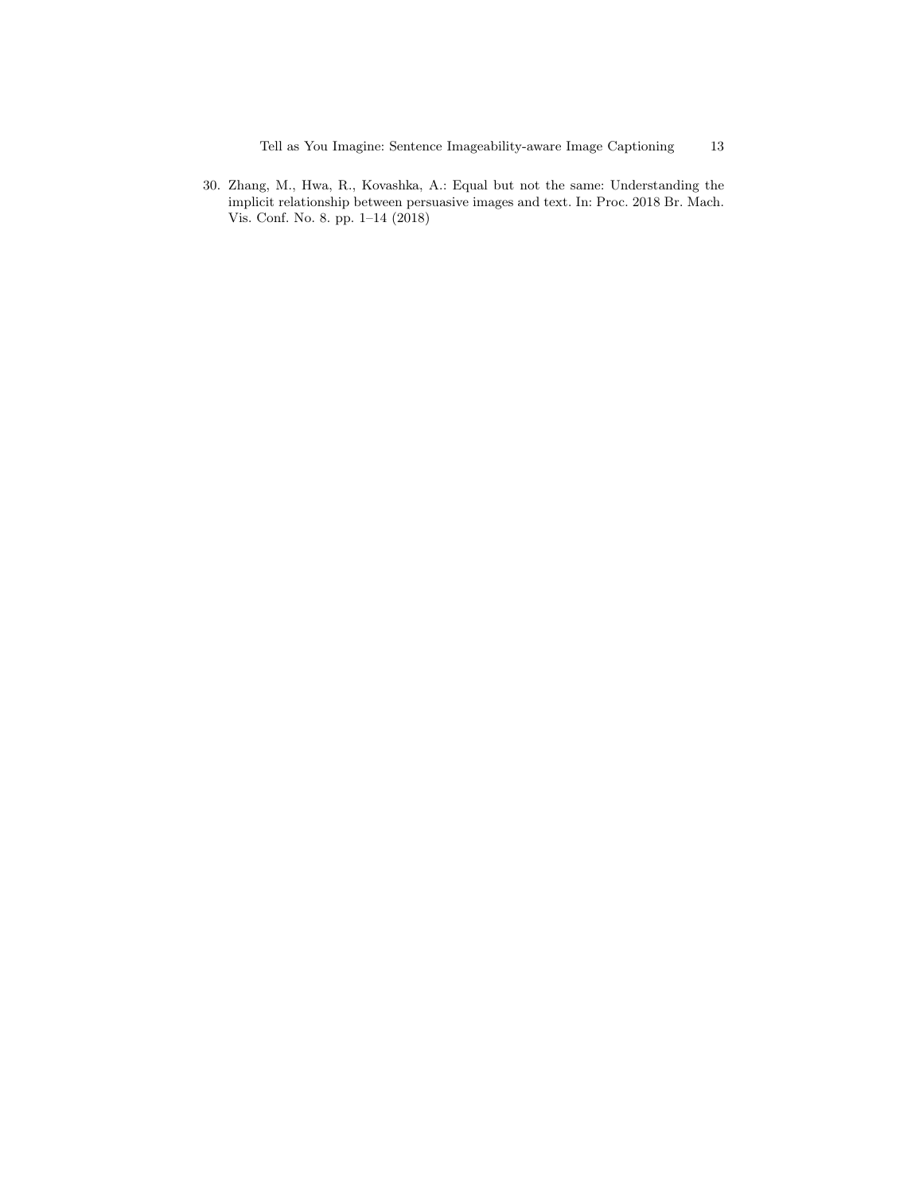30. Zhang, M., Hwa, R., Kovashka, A.: Equal but not the same: Understanding the implicit relationship between persuasive images and text. In: Proc. 2018 Br. Mach. Vis. Conf. No. 8. pp. 1–14 (2018)